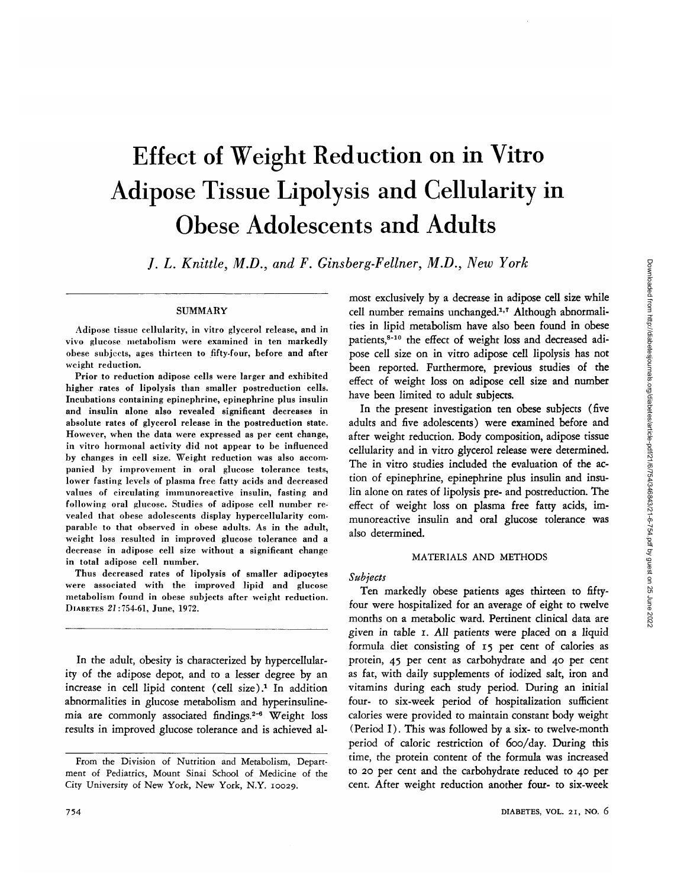# Effect of Weight Reduction on in Vitro Adipose Tissue Lipolysis and Cellularity in Obese Adolescents and Adults

*J. L. Knittle, M.D., and F. Ginsberg-Fellner, M.D., New York*

## SUMMARY

Adipose tissue cellularity, in vitro glycerol release, and in vivo glucose metabolism were examined in ten markedly obese subjects, ages thirteen to fifty-four, before and after weight reduction.

Prior to reduction adipose cells were larger and exhibited higher rates of lipolysis than smaller postreduction cells. Incubations containing epinephrine, epinephrine plus insulin and insulin alone also revealed significant decreases in absolute rates of glycerol release in the postreduction state. However, when the data were expressed as per cent change, in vitro hormonal activity did not appear to be influenced by changes in cell size. Weight reduction was also accompanied by improvement in oral glucose tolerance tests, lower fasting levels of plasma free fatty acids and decreased values of circulating immunoreactive insulin, fasting and following oral glucose. Studies of adipose cell number revealed that obese adolescents display hypercellularity comparable to that observed in obese adults. As in the adult, weight loss resulted in improved glucose tolerance and a decrease in adipose cell size without a significant change in total adipose cell number.

Thus decreased rates of lipolysis of smaller adipocytes were associated with the improved lipid and glucose metabolism found in obese subjects after weight reduction. DIABETES *21*:754-61, June, 1972.

In the adult, obesity is characterized by hypercellularity of the adipose depot, and to a lesser degree by an increase in cell lipid content (cell size).[1] In addition abnormalities in glucose metabolism and hyperinsulinemia are commonly associated findings.[2-6] Weight loss results in improved glucose tolerance and is achieved almost exclusively by a decrease in adipose cell size while cell number remains unchanged.[1,7] Although abnormalities in lipid metabolism have also been found in obese patients,[8-10] the effect of weight loss and decreased adipose cell size on in vitro adipose cell lipolysis has not been reported. Furthermore, previous studies of the effect of weight loss on adipose cell size and number have been limited to adult subjects.

In the present investigation ten obese subjects (five adults and five adolescents) were examined before and after weight reduction. Body composition, adipose tissue cellularity and in vitro glycerol release were determined. The in vitro studies included the evaluation of the action of epinephrine, epinephrine plus insulin and insulin alone on rates of lipolysis pre- and postreduction. The effect of weight loss on plasma free fatty acids, immunoreactive insulin and oral glucose tolerance was also determined.

## MATERIALS AND METHODS

### *Subjects*

Ten markedly obese patients ages thirteen to fifty-four were hospitalized for an average of eight to twelve months on a metabolic ward. Pertinent clinical data are given in table 1. All patients were placed on a liquid formula diet consisting of 15 per cent of calories as protein, 45 per cent as carbohydrate and 40 per cent as fat, with daily supplements of iodized salt, iron and vitamins during each study period. During an initial four- to six-week period of hospitalization sufficient calories were provided to maintain constant body weight (Period I). This was followed by a six- to twelve-month period of caloric restriction of 600/day. During this time, the protein content of the formula was increased to 20 per cent and the carbohydrate reduced to 40 per cent. After weight reduction another four- to six-week

From the Division of Nutrition and Metabolism, Department of Pediatrics, Mount Sinai School of Medicine of the City University of New York, New York, N.Y. 10029.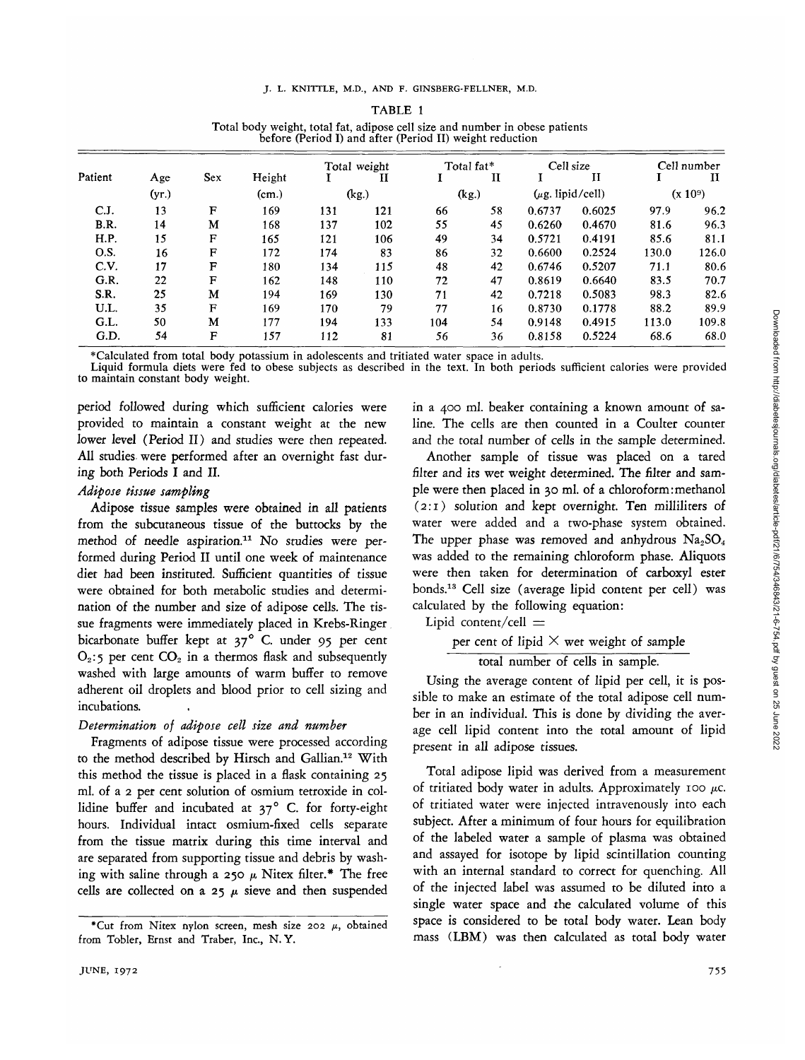TABLE 1

Total body weight, total fat, adipose cell size and number in obese patients before (Period I) and after (Period II) weight reduction

| Patient | Age | Sex | Height | Total weight | | Total fat* | | Cell size | | Cell number | |
|---|---|---|---|---|---|---|---|---|---|---|---|
| | | | | I | II | I | II | I | II | I | II |
| | (yr.) | | (cm.) | (kg.) | | (kg.) | | ($\mu$g. lipid/cell) | | (x $10^9$) | |
| C.J. | 13 | F | 169 | 131 | 121 | 66 | 58 | 0.6737 | 0.6025 | 97.9 | 96.2 |
| B.R. | 14 | M | 168 | 137 | 102 | 55 | 45 | 0.6260 | 0.4670 | 81.6 | 96.3 |
| H.P. | 15 | F | 165 | 121 | 106 | 49 | 34 | 0.5721 | 0.4191 | 85.6 | 81.1 |
| O.S. | 16 | F | 172 | 174 | 83 | 86 | 32 | 0.6600 | 0.2524 | 130.0 | 126.0 |
| C.V. | 17 | F | 180 | 134 | 115 | 48 | 42 | 0.6746 | 0.5207 | 71.1 | 80.6 |
| G.R. | 22 | F | 162 | 148 | 110 | 72 | 47 | 0.8619 | 0.6640 | 83.5 | 70.7 |
| S.R. | 25 | M | 194 | 169 | 130 | 71 | 42 | 0.7218 | 0.5083 | 98.3 | 82.6 |
| U.L. | 35 | F | 169 | 170 | 79 | 77 | 16 | 0.8730 | 0.1778 | 88.2 | 89.9 |
| G.L. | 50 | M | 177 | 194 | 133 | 104 | 54 | 0.9148 | 0.4915 | 113.0 | 109.8 |
| G.D. | 54 | F | 157 | 112 | 81 | 56 | 36 | 0.8158 | 0.5224 | 68.6 | 68.0 |

*Calculated from total body potassium in adolescents and tritiated water space in adults.

Liquid formula diets were fed to obese subjects as described in the text. In both periods sufficient calories were provided to maintain constant body weight.

period followed during which sufficient calories were provided to maintain a constant weight at the new lower level (Period II) and studies were then repeated. All studies were performed after an overnight fast during both Periods I and II.

### *Adipose tissue sampling*

Adipose tissue samples were obtained in all patients from the subcutaneous tissue of the buttocks by the method of needle aspiration.[11] No studies were performed during Period II until one week of maintenance diet had been instituted. Sufficient quantities of tissue were obtained for both metabolic studies and determination of the number and size of adipose cells. The tissue fragments were immediately placed in Krebs-Ringer bicarbonate buffer kept at 37° C. under 95 per cent $O_2$:5 per cent $CO_2$ in a thermos flask and subsequently washed with large amounts of warm buffer to remove adherent oil droplets and blood prior to cell sizing and incubations.

### *Determination of adipose cell size and number*

Fragments of adipose tissue were processed according to the method described by Hirsch and Gallian.[12] With this method the tissue is placed in a flask containing 25 ml. of a 2 per cent solution of osmium tetroxide in collidine buffer and incubated at 37° C. for forty-eight hours. Individual intact osmium-fixed cells separate from the tissue matrix during this time interval and are separated from supporting tissue and debris by washing with saline through a 250 $\mu$ Nitex filter.* The free cells are collected on a 25 $\mu$ sieve and then suspended in a 400 ml. beaker containing a known amount of saline. The cells are then counted in a Coulter counter and the total number of cells in the sample determined.

*Cut from Nitex nylon screen, mesh size 202 $\mu$, obtained from Tobler, Ernst and Traber, Inc., N.Y.

Another sample of tissue was placed on a tared filter and its wet weight determined. The filter and sample were then placed in 30 ml. of a chloroform:methanol (2:1) solution and kept overnight. Ten milliliters of water were added and a two-phase system obtained. The upper phase was removed and anhydrous $Na_2SO_4$ was added to the remaining chloroform phase. Aliquots were then taken for determination of carboxyl ester bonds.[13] Cell size (average lipid content per cell) was calculated by the following equation:

$$\text{Lipid content/cell} = \frac{\text{per cent of lipid} \times \text{wet weight of sample}}{\text{total number of cells in sample.}}$$

Using the average content of lipid per cell, it is possible to make an estimate of the total adipose cell number in an individual. This is done by dividing the average cell lipid content into the total amount of lipid present in all adipose tissues.

Total adipose lipid was derived from a measurement of tritiated body water in adults. Approximately 100 $\mu$c. of tritiated water were injected intravenously into each subject. After a minimum of four hours for equilibration of the labeled water a sample of plasma was obtained and assayed for isotope by lipid scintillation counting with an internal standard to correct for quenching. All of the injected label was assumed to be diluted into a single water space and the calculated volume of this space is considered to be total body water. Lean body mass (LBM) was then calculated as total body water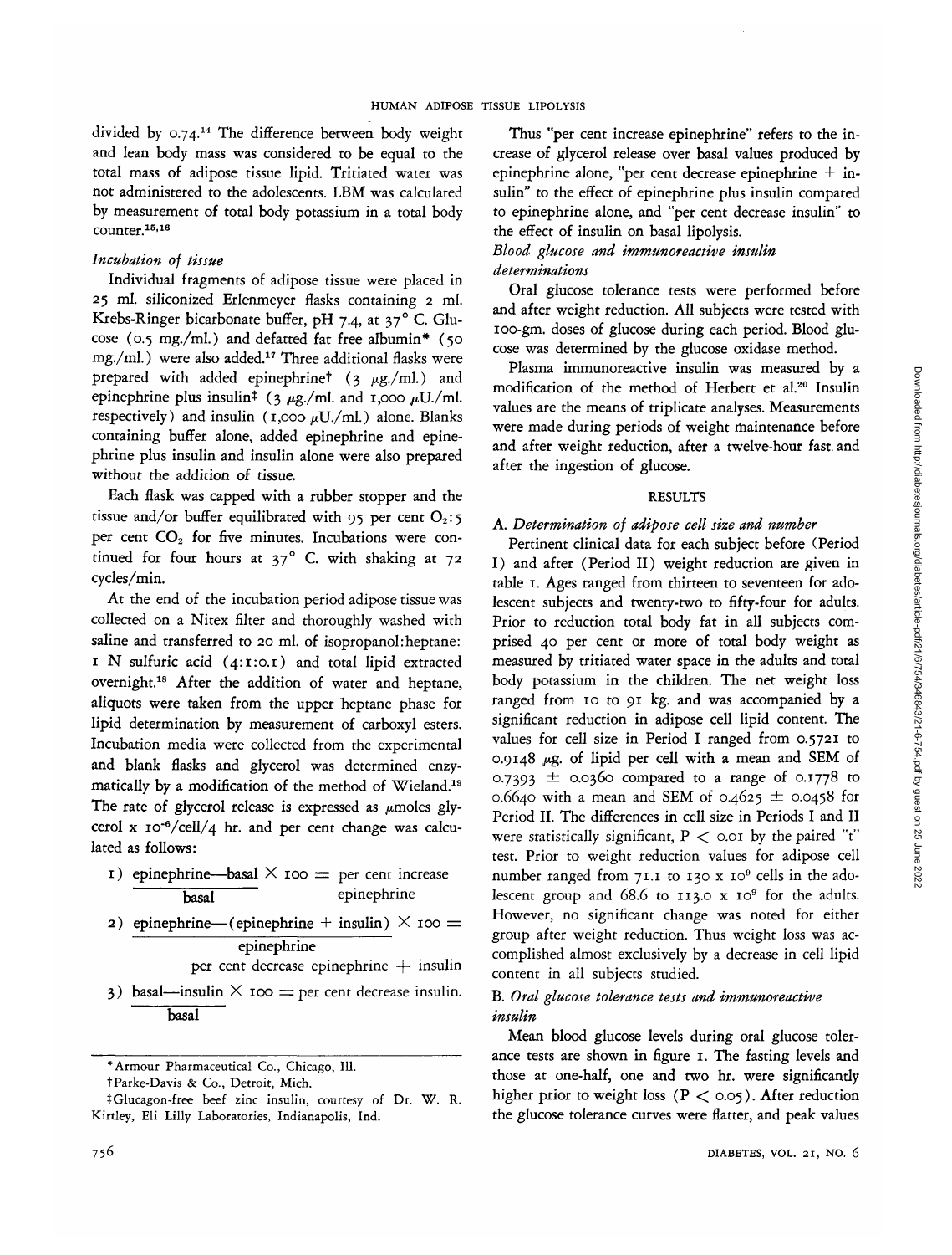divided by 0.74.[14] The difference between body weight and lean body mass was considered to be equal to the total mass of adipose tissue lipid. Tritiated water was not administered to the adolescents. LBM was calculated by measurement of total body potassium in a total body counter.[15,16]

### *Incubation of tissue*

Individual fragments of adipose tissue were placed in 25 ml. siliconized Erlenmeyer flasks containing 2 ml. Krebs-Ringer bicarbonate buffer, pH 7.4, at 37° C. Glucose (0.5 mg./ml.) and defatted fat free albumin* (50 mg./ml.) were also added.[17] Three additional flasks were prepared with added epinephrine† (3 $\mu$g./ml.) and epinephrine plus insulin‡ (3 $\mu$g./ml. and 1,000 $\mu$U./ml. respectively) and insulin (1,000 $\mu$U./ml.) alone. Blanks containing buffer alone, added epinephrine and epinephrine plus insulin and insulin alone were also prepared without the addition of tissue.

Each flask was capped with a rubber stopper and the tissue and/or buffer equilibrated with 95 per cent $O_2$:5 per cent $CO_2$ for five minutes. Incubations were continued for four hours at 37° C. with shaking at 72 cycles/min.

At the end of the incubation period adipose tissue was collected on a Nitex filter and thoroughly washed with saline and transferred to 20 ml. of isopropanol:heptane: 1 N sulfuric acid (4:1:0.1) and total lipid extracted overnight.[18] After the addition of water and heptane, aliquots were taken from the upper heptane phase for lipid determination by measurement of carboxyl esters. Incubation media were collected from the experimental and blank flasks and glycerol was determined enzymatically by a modification of the method of Wieland.[19] The rate of glycerol release is expressed as $\mu$moles glycerol x $10^{-6}$/cell/4 hr. and per cent change was calculated as follows:

1) $\frac{\text{epinephrine—basal}}{\text{basal}} \times 100 =$ per cent increase epinephrine

2) $\frac{\text{epinephrine—(epinephrine + insulin)}}{\text{epinephrine}} \times 100 =$ per cent decrease epinephrine + insulin

3) $\frac{\text{basal—insulin}}{\text{basal}} \times 100 =$ per cent decrease insulin.

Thus "per cent increase epinephrine" refers to the increase of glycerol release over basal values produced by epinephrine alone, "per cent decrease epinephrine + insulin" to the effect of epinephrine plus insulin compared to epinephrine alone, and "per cent decrease insulin" to the effect of insulin on basal lipolysis.

### *Blood glucose and immunoreactive insulin determinations*

Oral glucose tolerance tests were performed before and after weight reduction. All subjects were tested with 100-gm. doses of glucose during each period. Blood glucose was determined by the glucose oxidase method.

Plasma immunoreactive insulin was measured by a modification of the method of Herbert et al.[20] Insulin values are the means of triplicate analyses. Measurements were made during periods of weight maintenance before and after weight reduction, after a twelve-hour fast and after the ingestion of glucose.

## RESULTS

### A. *Determination of adipose cell size and number*

Pertinent clinical data for each subject before (Period I) and after (Period II) weight reduction are given in table 1. Ages ranged from thirteen to seventeen for adolescent subjects and twenty-two to fifty-four for adults. Prior to reduction total body fat in all subjects comprised 40 per cent or more of total body weight as measured by tritiated water space in the adults and total body potassium in the children. The net weight loss ranged from 10 to 91 kg. and was accompanied by a significant reduction in adipose cell lipid content. The values for cell size in Period I ranged from 0.5721 to 0.9148 $\mu$g. of lipid per cell with a mean and SEM of 0.7393 $\pm$ 0.0360 compared to a range of 0.1778 to 0.6640 with a mean and SEM of 0.4625 $\pm$ 0.0458 for Period II. The differences in cell size in Periods I and II were statistically significant, $P < 0.01$ by the paired "t" test. Prior to weight reduction values for adipose cell number ranged from 71.1 to 130 x $10^9$ cells in the adolescent group and 68.6 to 113.0 x $10^9$ for the adults. However, no significant change was noted for either group after weight reduction. Thus weight loss was accomplished almost exclusively by a decrease in cell lipid content in all subjects studied.

### B. *Oral glucose tolerance tests and immunoreactive insulin*

Mean blood glucose levels during oral glucose tolerance tests are shown in figure 1. The fasting levels and those at one-half, one and two hr. were significantly higher prior to weight loss ($P < 0.05$). After reduction the glucose tolerance curves were flatter, and peak values

*Armour Pharmaceutical Co., Chicago, Ill.

†Parke-Davis & Co., Detroit, Mich.

‡Glucagon-free beef zinc insulin, courtesy of Dr. W. R. Kirtley, Eli Lilly Laboratories, Indianapolis, Ind.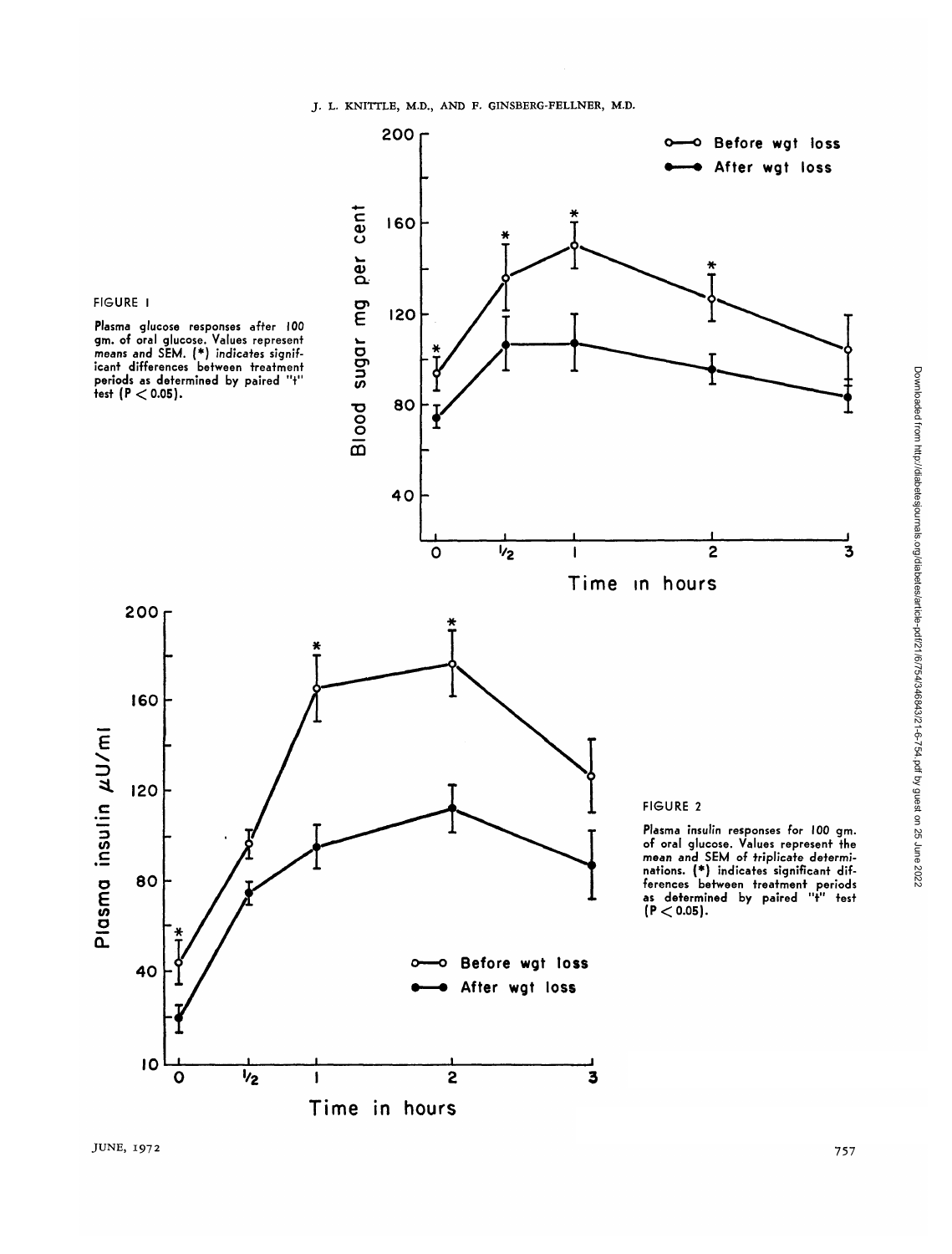FIGURE 1

**Plasma glucose responses after 100 gm. of oral glucose. Values represent means and SEM. (*) indicates significant differences between treatment periods as determined by paired "t" test ($P < 0.05$).**

200
160
120
80
40
Blood sugar mg per cent
0
½
1
2
3
Time in hours
Before wgt loss
After wgt loss
*
*
*
*

200
160
120
80
40
10
Plasma insulin μU/ml
0
½
1
2
3
Time in hours
Before wgt loss
After wgt loss
*
*
*

FIGURE 2

**Plasma insulin responses for 100 gm. of oral glucose. Values represent the mean and SEM of triplicate determinations. (*) indicates significant differences between treatment periods as determined by paired "t" test ($P < 0.05$).**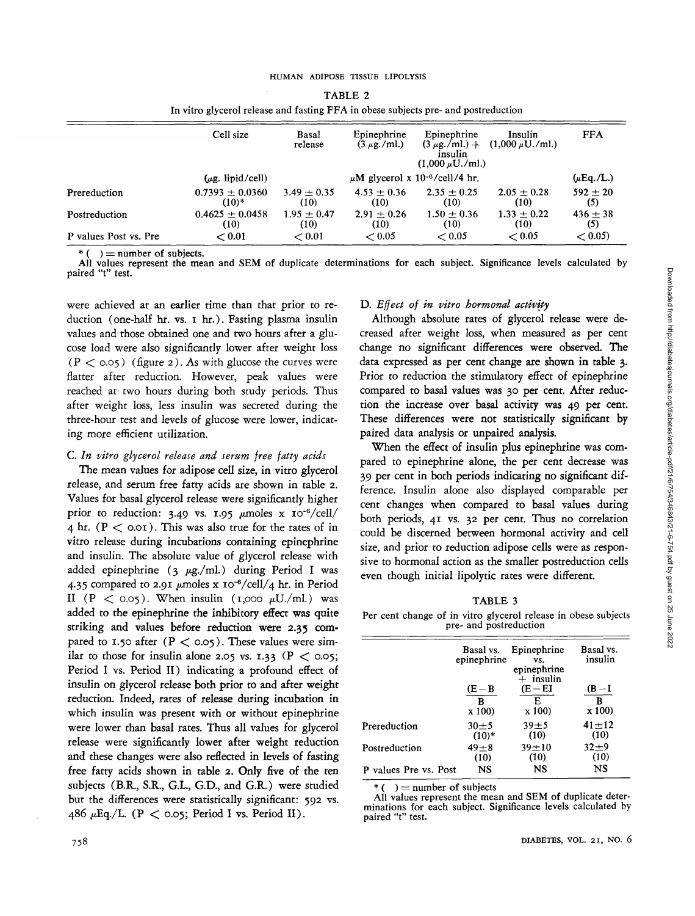TABLE 2

In vitro glycerol release and fasting FFA in obese subjects pre- and postreduction

| | Cell size | Basal release | Epinephrine (3 μg./ml.) | Epinephrine (3 μg./ml.) + insulin (1,000 μU./ml.) | Insulin (1,000 μU./ml.) | FFA |
|---|---|---|---|---|---|---|
| | (μg. lipid/cell) | μM glycerol x $10^{-6}$/cell/4 hr. | | | | (μEq./L.) |
| Prereduction | 0.7393 ± 0.0360 (10)* | 3.49 ± 0.35 (10) | 4.53 ± 0.36 (10) | 2.35 ± 0.25 (10) | 2.05 ± 0.28 (10) | 592 ± 20 (5) |
| Postreduction | 0.4625 ± 0.0458 (10) | 1.95 ± 0.47 (10) | 2.91 ± 0.26 (10) | 1.50 ± 0.36 (10) | 1.33 ± 0.22 (10) | 436 ± 38 (5) |
| P values Post vs. Pre | < 0.01 | < 0.01 | < 0.05 | < 0.05 | < 0.05 | < 0.05) |

* ( ) = number of subjects.

All values represent the mean and SEM of duplicate determinations for each subject. Significance levels calculated by paired "t" test.

were achieved at an earlier time than that prior to reduction (one-half hr. vs. 1 hr.). Fasting plasma insulin values and those obtained one and two hours after a glucose load were also significantly lower after weight loss ($P < 0.05$) (figure 2). As with glucose the curves were flatter after reduction. However, peak values were reached at two hours during both study periods. Thus after weight loss, less insulin was secreted during the three-hour test and levels of glucose were lower, indicating more efficient utilization.

### C. *In vitro glycerol release and serum free fatty acids*

The mean values for adipose cell size, in vitro glycerol release, and serum free fatty acids are shown in table 2. Values for basal glycerol release were significantly higher prior to reduction: 3.49 vs. 1.95 μmoles x $10^{-6}$/cell/4 hr. ($P < 0.01$). This was also true for the rates of in vitro release during incubations containing epinephrine and insulin. The absolute value of glycerol release with added epinephrine (3 μg./ml.) during Period I was 4.35 compared to 2.91 μmoles x $10^{-6}$/cell/4 hr. in Period II ($P < 0.05$). When insulin (1,000 μU./ml.) was added to the epinephrine the inhibitory effect was quite striking and values before reduction were 2.35 compared to 1.50 after ($P < 0.05$). These values were similar to those for insulin alone 2.05 vs. 1.33 ($P < 0.05$; Period I vs. Period II) indicating a profound effect of insulin on glycerol release both prior to and after weight reduction. Indeed, rates of release during incubation in which insulin was present with or without epinephrine were lower than basal rates. Thus all values for glycerol release were significantly lower after weight reduction and these changes were also reflected in levels of fasting free fatty acids shown in table 2. Only five of the ten subjects (B.R., S.R., G.L., G.D., and G.R.) were studied but the differences were statistically significant: 592 vs. 486 μEq./L. ($P < 0.05$; Period I vs. Period II).

### D. *Effect of in vitro hormonal activity*

Although absolute rates of glycerol release were decreased after weight loss, when measured as per cent change no significant differences were observed. The data expressed as per cent change are shown in table 3. Prior to reduction the stimulatory effect of epinephrine compared to basal values was 30 per cent. After reduction the increase over basal activity was 49 per cent. These differences were not statistically significant by paired data analysis or unpaired analysis.

When the effect of insulin plus epinephrine was compared to epinephrine alone, the per cent decrease was 39 per cent in both periods indicating no significant difference. Insulin alone also displayed comparable per cent changes when compared to basal values during both periods, 41 vs. 32 per cent. Thus no correlation could be discerned between hormonal activity and cell size, and prior to reduction adipose cells were as responsive to hormonal action as the smaller postreduction cells even though initial lipolytic rates were different.

TABLE 3

Per cent change of in vitro glycerol release in obese subjects pre- and postreduction

| | Basal vs. epinephrine $\left(\frac{E-B}{B} \times 100\right)$ | Epinephrine vs. epinephrine + insulin $\left(\frac{E-EI}{E} \times 100\right)$ | Basal vs. insulin $\left(\frac{B-I}{B} \times 100\right)$ |
|---|---|---|---|
| Prereduction | 30±5 (10)* | 39±5 (10) | 41±12 (10) |
| Postreduction | 49±8 (10) | 39±10 (10) | 32±9 (10) |
| P values Pre vs. Post | NS | NS | NS |

* ( ) = number of subjects

All values represent the mean and SEM of duplicate determinations for each subject. Significance levels calculated by paired "t" test.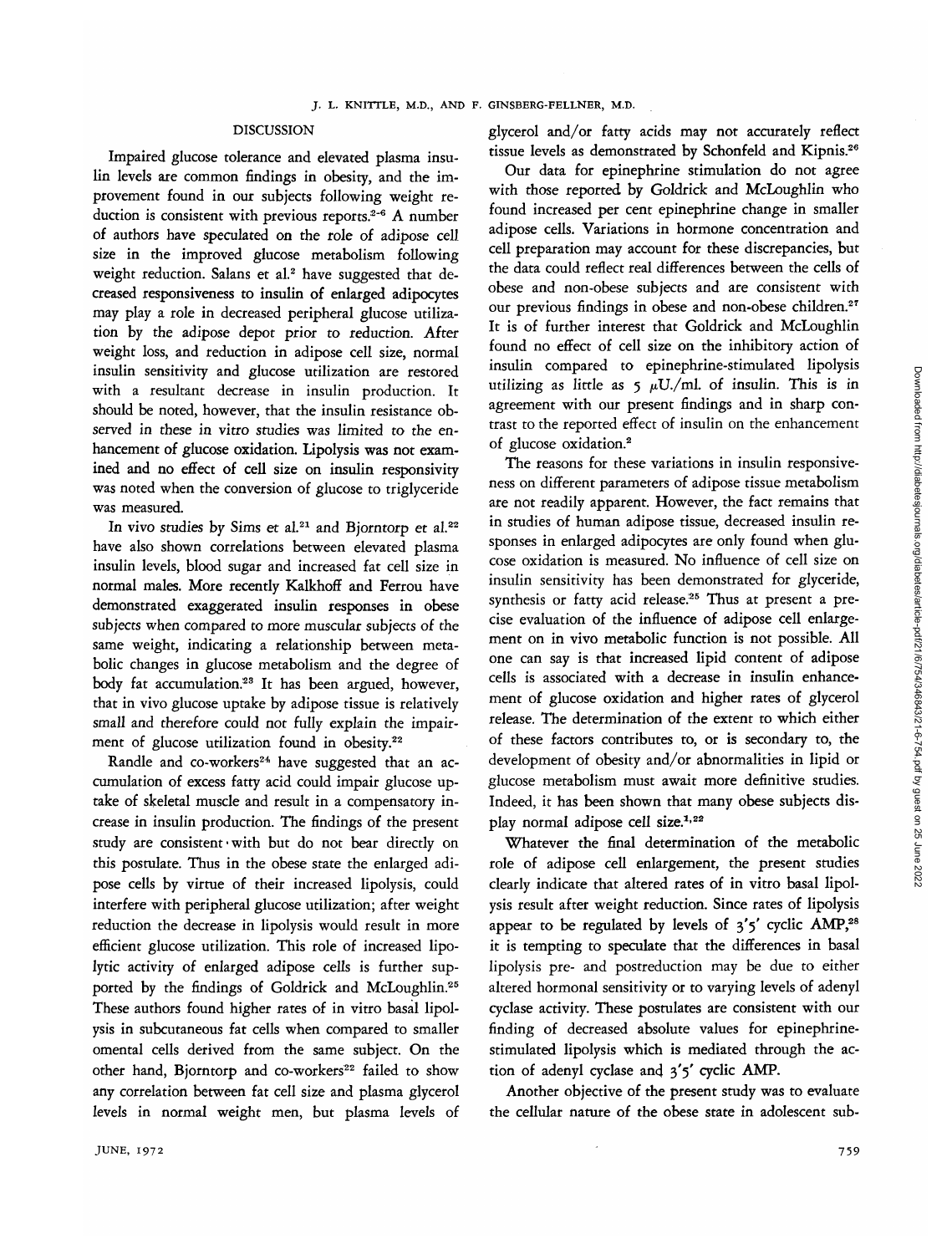## DISCUSSION

Impaired glucose tolerance and elevated plasma insulin levels are common findings in obesity, and the improvement found in our subjects following weight reduction is consistent with previous reports.[2-6] A number of authors have speculated on the role of adipose cell size in the improved glucose metabolism following weight reduction. Salans et al.[2] have suggested that decreased responsiveness to insulin of enlarged adipocytes may play a role in decreased peripheral glucose utilization by the adipose depot prior to reduction. After weight loss, and reduction in adipose cell size, normal insulin sensitivity and glucose utilization are restored with a resultant decrease in insulin production. It should be noted, however, that the insulin resistance observed in these in vitro studies was limited to the enhancement of glucose oxidation. Lipolysis was not examined and no effect of cell size on insulin responsivity was noted when the conversion of glucose to triglyceride was measured.

In vivo studies by Sims et al.[21] and Bjorntorp et al.[22] have also shown correlations between elevated plasma insulin levels, blood sugar and increased fat cell size in normal males. More recently Kalkhoff and Ferrou have demonstrated exaggerated insulin responses in obese subjects when compared to more muscular subjects of the same weight, indicating a relationship between metabolic changes in glucose metabolism and the degree of body fat accumulation.[23] It has been argued, however, that in vivo glucose uptake by adipose tissue is relatively small and therefore could not fully explain the impairment of glucose utilization found in obesity.[22]

Randle and co-workers[24] have suggested that an accumulation of excess fatty acid could impair glucose uptake of skeletal muscle and result in a compensatory increase in insulin production. The findings of the present study are consistent with but do not bear directly on this postulate. Thus in the obese state the enlarged adipose cells by virtue of their increased lipolysis, could interfere with peripheral glucose utilization; after weight reduction the decrease in lipolysis would result in more efficient glucose utilization. This role of increased lipolytic activity of enlarged adipose cells is further supported by the findings of Goldrick and McLoughlin.[25] These authors found higher rates of in vitro basal lipolysis in subcutaneous fat cells when compared to smaller omental cells derived from the same subject. On the other hand, Bjorntorp and co-workers[22] failed to show any correlation between fat cell size and plasma glycerol levels in normal weight men, but plasma levels of glycerol and/or fatty acids may not accurately reflect tissue levels as demonstrated by Schonfeld and Kipnis.[26]

Our data for epinephrine stimulation do not agree with those reported by Goldrick and McLoughlin who found increased per cent epinephrine change in smaller adipose cells. Variations in hormone concentration and cell preparation may account for these discrepancies, but the data could reflect real differences between the cells of obese and non-obese subjects and are consistent with our previous findings in obese and non-obese children.[27] It is of further interest that Goldrick and McLoughlin found no effect of cell size on the inhibitory action of insulin compared to epinephrine-stimulated lipolysis utilizing as little as 5 μU./ml. of insulin. This is in agreement with our present findings and in sharp contrast to the reported effect of insulin on the enhancement of glucose oxidation.[2]

The reasons for these variations in insulin responsiveness on different parameters of adipose tissue metabolism are not readily apparent. However, the fact remains that in studies of human adipose tissue, decreased insulin responses in enlarged adipocytes are only found when glucose oxidation is measured. No influence of cell size on insulin sensitivity has been demonstrated for glyceride, synthesis or fatty acid release.[25] Thus at present a precise evaluation of the influence of adipose cell enlargement on in vivo metabolic function is not possible. All one can say is that increased lipid content of adipose cells is associated with a decrease in insulin enhancement of glucose oxidation and higher rates of glycerol release. The determination of the extent to which either of these factors contributes to, or is secondary to, the development of obesity and/or abnormalities in lipid or glucose metabolism must await more definitive studies. Indeed, it has been shown that many obese subjects display normal adipose cell size.[1,22]

Whatever the final determination of the metabolic role of adipose cell enlargement, the present studies clearly indicate that altered rates of in vitro basal lipolysis result after weight reduction. Since rates of lipolysis appear to be regulated by levels of 3'5' cyclic AMP,[28] it is tempting to speculate that the differences in basal lipolysis pre- and postreduction may be due to either altered hormonal sensitivity or to varying levels of adenyl cyclase activity. These postulates are consistent with our finding of decreased absolute values for epinephrine-stimulated lipolysis which is mediated through the action of adenyl cyclase and 3'5' cyclic AMP.

Another objective of the present study was to evaluate the cellular nature of the obese state in adolescent sub-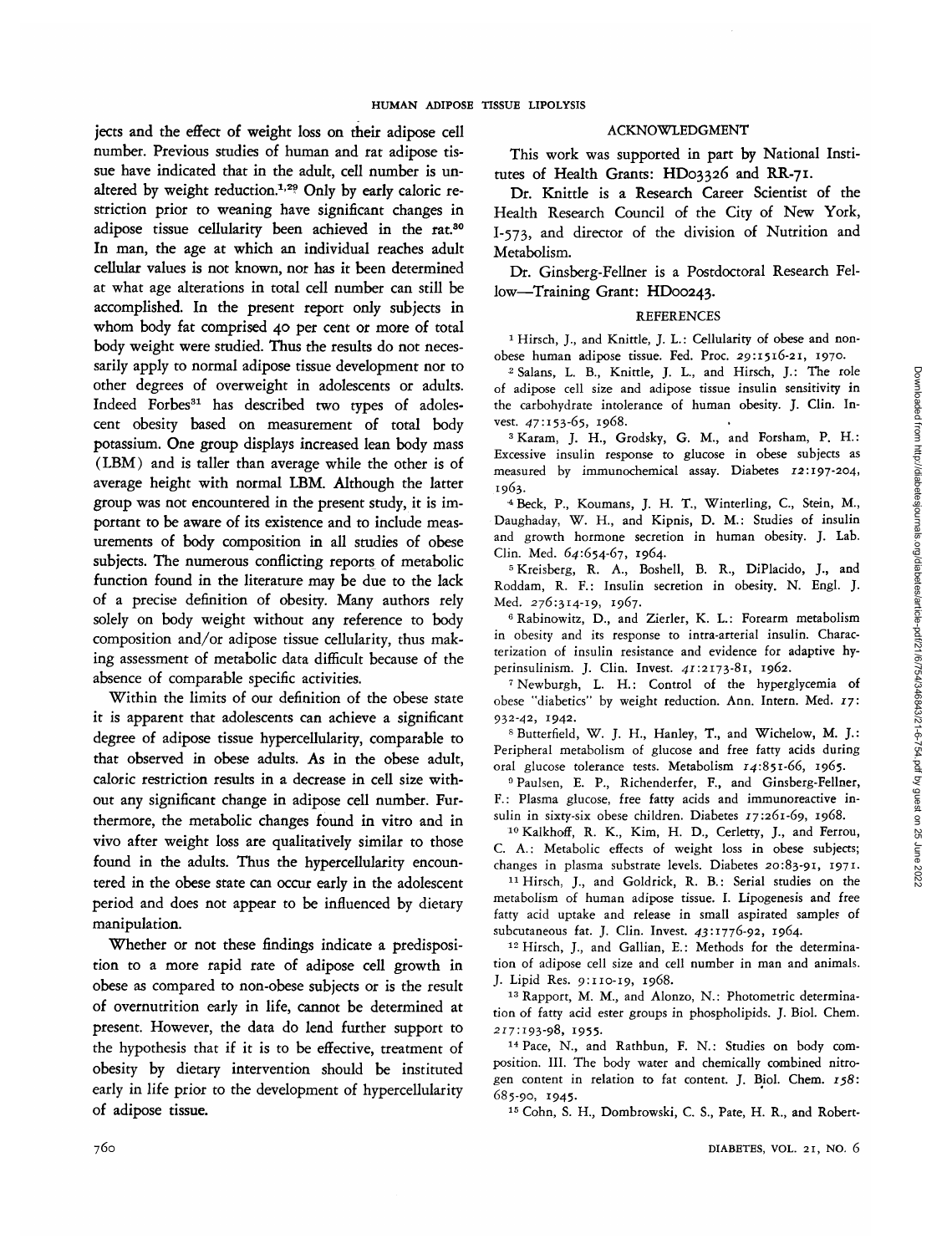jects and the effect of weight loss on their adipose cell number. Previous studies of human and rat adipose tissue have indicated that in the adult, cell number is unaltered by weight reduction.[1,29] Only by early caloric restriction prior to weaning have significant changes in adipose tissue cellularity been achieved in the rat.[30] In man, the age at which an individual reaches adult cellular values is not known, nor has it been determined at what age alterations in total cell number can still be accomplished. In the present report only subjects in whom body fat comprised 40 per cent or more of total body weight were studied. Thus the results do not necessarily apply to normal adipose tissue development nor to other degrees of overweight in adolescents or adults. Indeed Forbes[31] has described two types of adolescent obesity based on measurement of total body potassium. One group displays increased lean body mass (LBM) and is taller than average while the other is of average height with normal LBM. Although the latter group was not encountered in the present study, it is important to be aware of its existence and to include measurements of body composition in all studies of obese subjects. The numerous conflicting reports of metabolic function found in the literature may be due to the lack of a precise definition of obesity. Many authors rely solely on body weight without any reference to body composition and/or adipose tissue cellularity, thus making assessment of metabolic data difficult because of the absence of comparable specific activities.

Within the limits of our definition of the obese state it is apparent that adolescents can achieve a significant degree of adipose tissue hypercellularity, comparable to that observed in obese adults. As in the obese adult, caloric restriction results in a decrease in cell size without any significant change in adipose cell number. Furthermore, the metabolic changes found in vitro and in vivo after weight loss are qualitatively similar to those found in the adults. Thus the hypercellularity encountered in the obese state can occur early in the adolescent period and does not appear to be influenced by dietary manipulation.

Whether or not these findings indicate a predisposition to a more rapid rate of adipose cell growth in obese as compared to non-obese subjects or is the result of overnutrition early in life, cannot be determined at present. However, the data do lend further support to the hypothesis that if it is to be effective, treatment of obesity by dietary intervention should be instituted early in life prior to the development of hypercellularity of adipose tissue.

## ACKNOWLEDGMENT

This work was supported in part by National Institutes of Health Grants: HD03326 and RR-71.

Dr. Knittle is a Research Career Scientist of the Health Research Council of the City of New York, I-573, and director of the division of Nutrition and Metabolism.

Dr. Ginsberg-Fellner is a Postdoctoral Research Fellow—Training Grant: HD00243.

## REFERENCES

1 Hirsch, J., and Knittle, J. L.: Cellularity of obese and nonobese human adipose tissue. Fed. Proc. *29*:1516-21, 1970.

2 Salans, L. B., Knittle, J. L., and Hirsch, J.: The role of adipose cell size and adipose tissue insulin sensitivity in the carbohydrate intolerance of human obesity. J. Clin. Invest. *47*:153-65, 1968.

3 Karam, J. H., Grodsky, G. M., and Forsham, P. H.: Excessive insulin response to glucose in obese subjects as measured by immunochemical assay. Diabetes *12*:197-204, 1963.

4 Beck, P., Koumans, J. H. T., Winterling, C., Stein, M., Daughaday, W. H., and Kipnis, D. M.: Studies of insulin and growth hormone secretion in human obesity. J. Lab. Clin. Med. *64*:654-67, 1964.

5 Kreisberg, R. A., Boshell, B. R., DiPlacido, J., and Roddam, R. F.: Insulin secretion in obesity. N. Engl. J. Med. *276*:314-19, 1967.

6 Rabinowitz, D., and Zierler, K. L.: Forearm metabolism in obesity and its response to intra-arterial insulin. Characterization of insulin resistance and evidence for adaptive hyperinsulinism. J. Clin. Invest. *41*:2173-81, 1962.

7 Newburgh, L. H.: Control of the hyperglycemia of obese "diabetics" by weight reduction. Ann. Intern. Med. *17*: 932-42, 1942.

8 Butterfield, W. J. H., Hanley, T., and Wichelow, M. J.: Peripheral metabolism of glucose and free fatty acids during oral glucose tolerance tests. Metabolism *14*:851-66, 1965.

9 Paulsen, E. P., Richenderfer, F., and Ginsberg-Fellner, F.: Plasma glucose, free fatty acids and immunoreactive insulin in sixty-six obese children. Diabetes *17*:261-69, 1968.

10 Kalkhoff, R. K., Kim, H. D., Cerletty, J., and Ferrou, C. A.: Metabolic effects of weight loss in obese subjects; changes in plasma substrate levels. Diabetes *20*:83-91, 1971.

11 Hirsch, J., and Goldrick, R. B.: Serial studies on the metabolism of human adipose tissue. I. Lipogenesis and free fatty acid uptake and release in small aspirated samples of subcutaneous fat. J. Clin. Invest. *43*:1776-92, 1964.

12 Hirsch, J., and Gallian, E.: Methods for the determination of adipose cell size and cell number in man and animals. J. Lipid Res. *9*:110-19, 1968.

13 Rapport, M. M., and Alonzo, N.: Photometric determination of fatty acid ester groups in phospholipids. J. Biol. Chem. *217*:193-98, 1955.

14 Pace, N., and Rathbun, F. N.: Studies on body composition. III. The body water and chemically combined nitrogen content in relation to fat content. J. Biol. Chem. *158*: 685-90, 1945.

15 Cohn, S. H., Dombrowski, C. S., Pate, H. R., and Robert-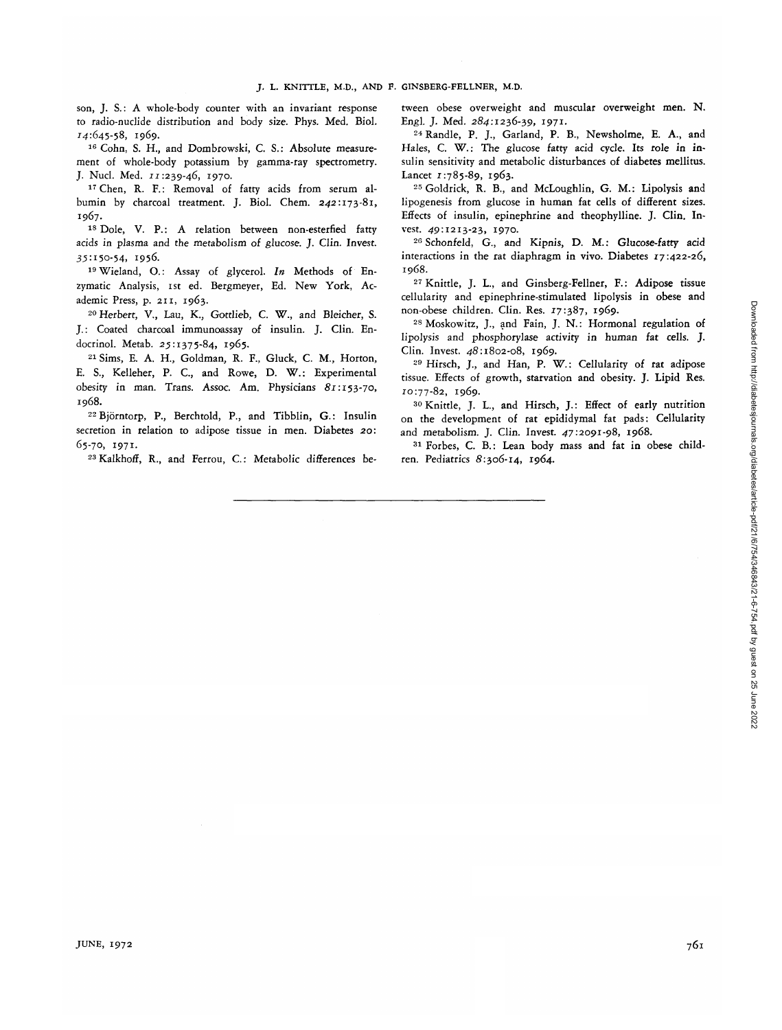son, J. S.: A whole-body counter with an invariant response to radio-nuclide distribution and body size. Phys. Med. Biol. *14*:645-58, 1969.

[16] Cohn, S. H., and Dombrowski, C. S.: Absolute measurement of whole-body potassium by gamma-ray spectrometry. J. Nucl. Med. *11*:239-46, 1970.

[17] Chen, R. F.: Removal of fatty acids from serum albumin by charcoal treatment. J. Biol. Chem. *242*:173-81, 1967.

[18] Dole, V. P.: A relation between non-esterfied fatty acids in plasma and the metabolism of glucose. J. Clin. Invest. *35*:150-54, 1956.

[19] Wieland, O.: Assay of glycerol. *In* Methods of Enzymatic Analysis, 1st ed. Bergmeyer, Ed. New York, Academic Press, p. 211, 1963.

[20] Herbert, V., Lau, K., Gottlieb, C. W., and Bleicher, S. J.: Coated charcoal immunoassay of insulin. J. Clin. Endocrinol. Metab. *25*:1375-84, 1965.

[21] Sims, E. A. H., Goldman, R. F., Gluck, C. M., Horton, E. S., Kelleher, P. C., and Rowe, D. W.: Experimental obesity in man. Trans. Assoc. Am. Physicians *81*:153-70, 1968.

[22] Björntorp, P., Berchtold, P., and Tibblin, G.: Insulin secretion in relation to adipose tissue in men. Diabetes *20*: 65-70, 1971.

[23] Kalkhoff, R., and Ferrou, C.: Metabolic differences between obese overweight and muscular overweight men. N. Engl. J. Med. *284*:1236-39, 1971.

[24] Randle, P. J., Garland, P. B., Newsholme, E. A., and Hales, C. W.: The glucose fatty acid cycle. Its role in insulin sensitivity and metabolic disturbances of diabetes mellitus. Lancet *1*:785-89, 1963.

[25] Goldrick, R. B., and McLoughlin, G. M.: Lipolysis and lipogenesis from glucose in human fat cells of different sizes. Effects of insulin, epinephrine and theophylline. J. Clin. Invest. *49*:1213-23, 1970.

[26] Schonfeld, G., and Kipnis, D. M.: Glucose-fatty acid interactions in the rat diaphragm in vivo. Diabetes *17*:422-26, 1968.

[27] Knittle, J. L., and Ginsberg-Fellner, F.: Adipose tissue cellularity and epinephrine-stimulated lipolysis in obese and non-obese children. Clin. Res. *17*:387, 1969.

[28] Moskowitz, J., and Fain, J. N.: Hormonal regulation of lipolysis and phosphorylase activity in human fat cells. J. Clin. Invest. *48*:1802-08, 1969.

[29] Hirsch, J., and Han, P. W.: Cellularity of rat adipose tissue. Effects of growth, starvation and obesity. J. Lipid Res. *10*:77-82, 1969.

[30] Knittle, J. L., and Hirsch, J.: Effect of early nutrition on the development of rat epididymal fat pads: Cellularity and metabolism. J. Clin. Invest. *47*:2091-98, 1968.

[31] Forbes, C. B.: Lean body mass and fat in obese children. Pediatrics *8*:306-14, 1964.